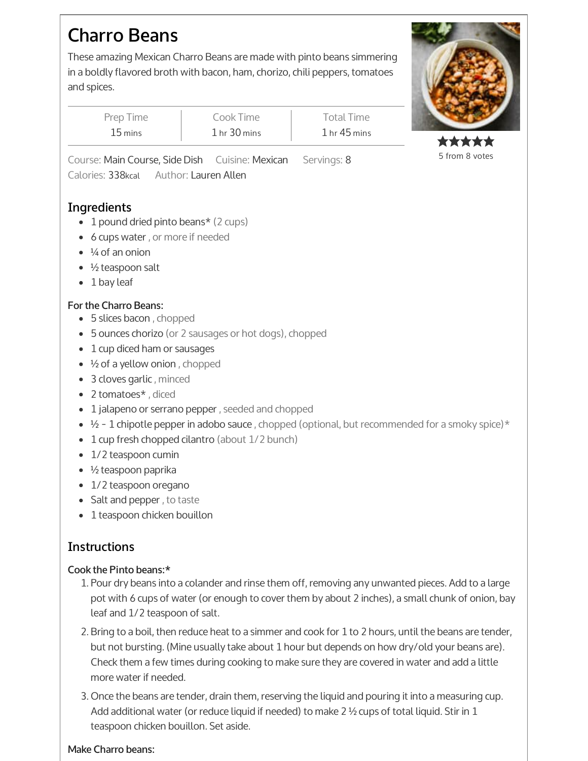# Charro Beans

These amazing Mexican Charro Beans are made with pinto beans simmering in a boldly flavored broth with bacon, ham, chorizo, chili peppers, tomatoes and spices.

| Prep Time | Cook Time | Total Time |
| --- | --- | --- |
| 15 mins | 1 hr 30 mins | 1 hr 45 mins |

★★★★★
5 from 8 votes

Course: Main Course, Side Dish   Cuisine: Mexican   Servings: 8
Calories: 338kcal   Author: Lauren Allen

## Ingredients

- 1 pound dried pinto beans* (2 cups)
- 6 cups water , or more if needed
- ¼ of an onion
- ½ teaspoon salt
- 1 bay leaf

### For the Charro Beans:

- 5 slices bacon , chopped
- 5 ounces chorizo (or 2 sausages or hot dogs), chopped
- 1 cup diced ham or sausages
- ½ of a yellow onion , chopped
- 3 cloves garlic , minced
- 2 tomatoes* , diced
- 1 jalapeno or serrano pepper , seeded and chopped
- ½ - 1 chipotle pepper in adobo sauce , chopped (optional, but recommended for a smoky spice)*
- 1 cup fresh chopped cilantro (about 1/2 bunch)
- 1/2 teaspoon cumin
- ½ teaspoon paprika
- 1/2 teaspoon oregano
- Salt and pepper , to taste
- 1 teaspoon chicken bouillon

## Instructions

### Cook the Pinto beans:*

1. Pour dry beans into a colander and rinse them off, removing any unwanted pieces. Add to a large pot with 6 cups of water (or enough to cover them by about 2 inches), a small chunk of onion, bay leaf and 1/2 teaspoon of salt.
2. Bring to a boil, then reduce heat to a simmer and cook for 1 to 2 hours, until the beans are tender, but not bursting. (Mine usually take about 1 hour but depends on how dry/old your beans are). Check them a few times during cooking to make sure they are covered in water and add a little more water if needed.
3. Once the beans are tender, drain them, reserving the liquid and pouring it into a measuring cup. Add additional water (or reduce liquid if needed) to make 2 ½ cups of total liquid. Stir in 1 teaspoon chicken bouillon. Set aside.

### Make Charro beans: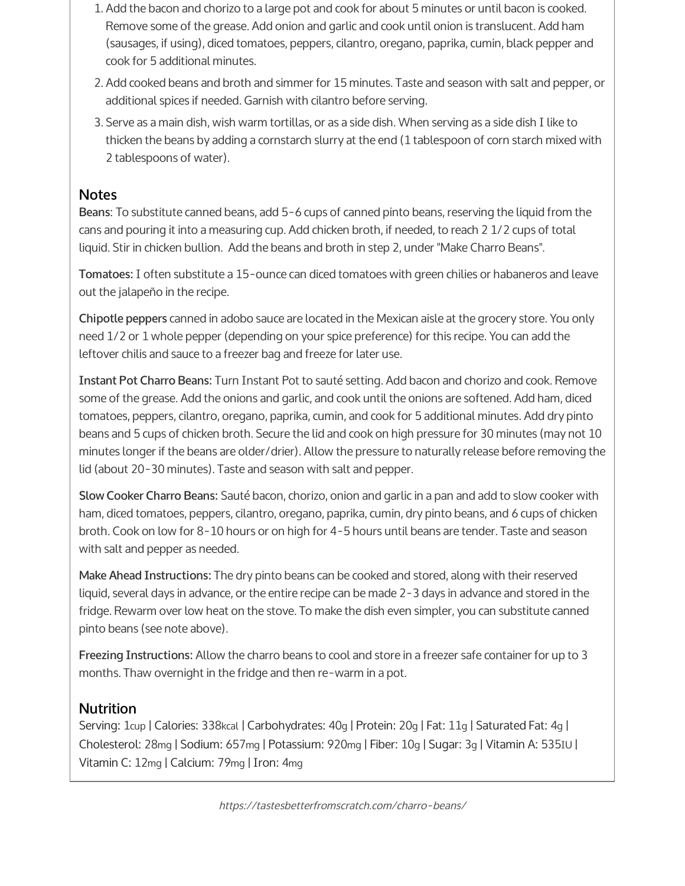1. Add the bacon and chorizo to a large pot and cook for about 5 minutes or until bacon is cooked. Remove some of the grease. Add onion and garlic and cook until onion is translucent. Add ham (sausages, if using), diced tomatoes, peppers, cilantro, oregano, paprika, cumin, black pepper and cook for 5 additional minutes.
2. Add cooked beans and broth and simmer for 15 minutes. Taste and season with salt and pepper, or additional spices if needed. Garnish with cilantro before serving.
3. Serve as a main dish, wish warm tortillas, or as a side dish. When serving as a side dish I like to thicken the beans by adding a cornstarch slurry at the end (1 tablespoon of corn starch mixed with 2 tablespoons of water).

## Notes

**Beans**: To substitute canned beans, add 5-6 cups of canned pinto beans, reserving the liquid from the cans and pouring it into a measuring cup. Add chicken broth, if needed, to reach 2 1/2 cups of total liquid. Stir in chicken bullion. Add the beans and broth in step 2, under "Make Charro Beans".

**Tomatoes:** I often substitute a 15-ounce can diced tomatoes with green chilies or habaneros and leave out the jalapeño in the recipe.

**Chipotle peppers** canned in adobo sauce are located in the Mexican aisle at the grocery store. You only need 1/2 or 1 whole pepper (depending on your spice preference) for this recipe. You can add the leftover chilis and sauce to a freezer bag and freeze for later use.

**Instant Pot Charro Beans:** Turn Instant Pot to sauté setting. Add bacon and chorizo and cook. Remove some of the grease. Add the onions and garlic, and cook until the onions are softened. Add ham, diced tomatoes, peppers, cilantro, oregano, paprika, cumin, and cook for 5 additional minutes. Add dry pinto beans and 5 cups of chicken broth. Secure the lid and cook on high pressure for 30 minutes (may not 10 minutes longer if the beans are older/drier). Allow the pressure to naturally release before removing the lid (about 20-30 minutes). Taste and season with salt and pepper.

**Slow Cooker Charro Beans:** Sauté bacon, chorizo, onion and garlic in a pan and add to slow cooker with ham, diced tomatoes, peppers, cilantro, oregano, paprika, cumin, dry pinto beans, and 6 cups of chicken broth. Cook on low for 8-10 hours or on high for 4-5 hours until beans are tender. Taste and season with salt and pepper as needed.

**Make Ahead Instructions:** The dry pinto beans can be cooked and stored, along with their reserved liquid, several days in advance, or the entire recipe can be made 2-3 days in advance and stored in the fridge. Rewarm over low heat on the stove. To make the dish even simpler, you can substitute canned pinto beans (see note above).

**Freezing Instructions:** Allow the charro beans to cool and store in a freezer safe container for up to 3 months. Thaw overnight in the fridge and then re-warm in a pot.

## Nutrition

Serving: 1cup | Calories: 338kcal | Carbohydrates: 40g | Protein: 20g | Fat: 11g | Saturated Fat: 4g | Cholesterol: 28mg | Sodium: 657mg | Potassium: 920mg | Fiber: 10g | Sugar: 3g | Vitamin A: 535IU | Vitamin C: 12mg | Calcium: 79mg | Iron: 4mg

*https://tastesbetterfromscratch.com/charro-beans/*